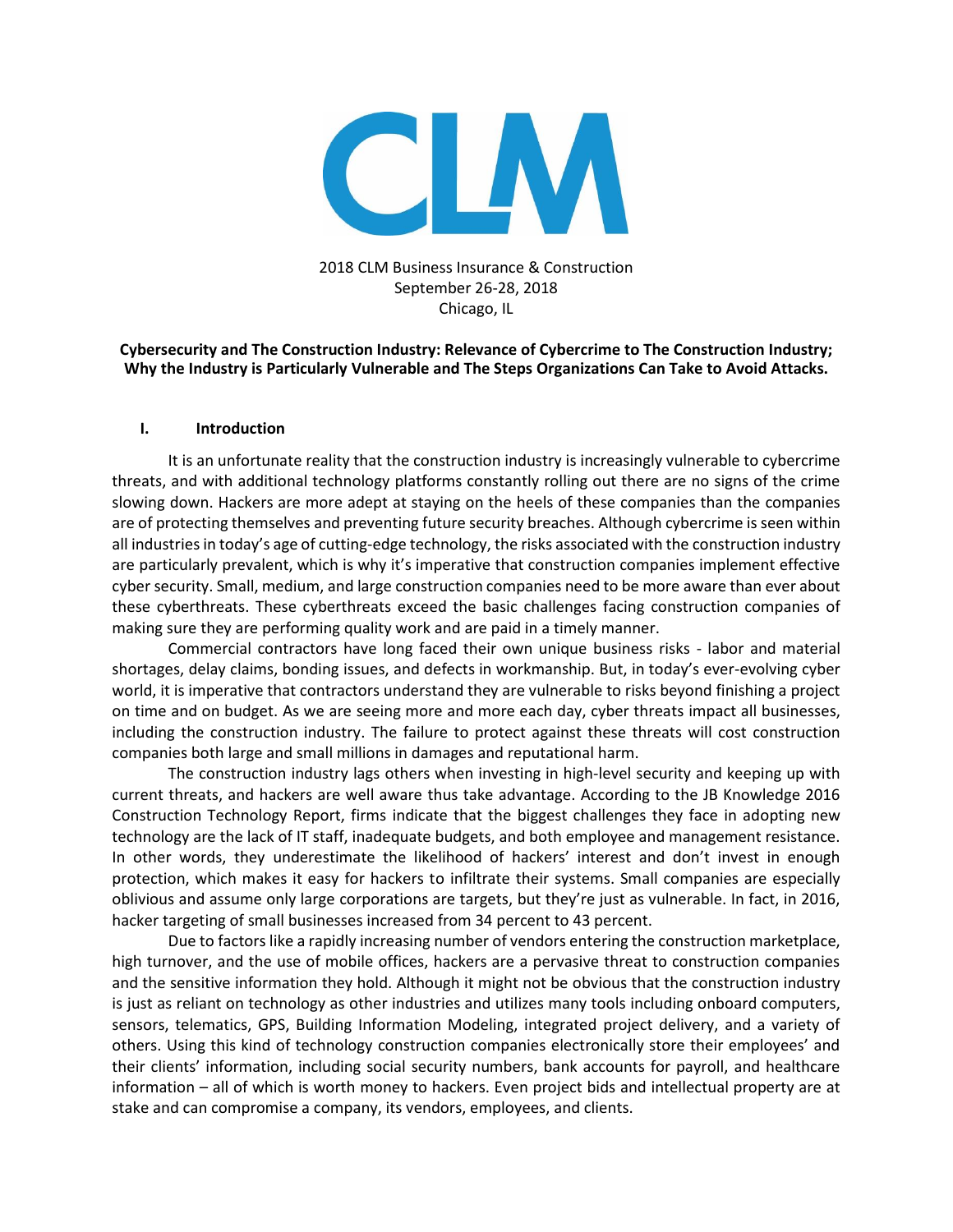CLM

2018 CLM Business Insurance & Construction
September 26-28, 2018
Chicago, IL

**Cybersecurity and The Construction Industry: Relevance of Cybercrime to The Construction Industry; Why the Industry is Particularly Vulnerable and The Steps Organizations Can Take to Avoid Attacks.**

## I. Introduction

It is an unfortunate reality that the construction industry is increasingly vulnerable to cybercrime threats, and with additional technology platforms constantly rolling out there are no signs of the crime slowing down. Hackers are more adept at staying on the heels of these companies than the companies are of protecting themselves and preventing future security breaches. Although cybercrime is seen within all industries in today's age of cutting-edge technology, the risks associated with the construction industry are particularly prevalent, which is why it's imperative that construction companies implement effective cyber security. Small, medium, and large construction companies need to be more aware than ever about these cyberthreats. These cyberthreats exceed the basic challenges facing construction companies of making sure they are performing quality work and are paid in a timely manner.

Commercial contractors have long faced their own unique business risks - labor and material shortages, delay claims, bonding issues, and defects in workmanship. But, in today's ever-evolving cyber world, it is imperative that contractors understand they are vulnerable to risks beyond finishing a project on time and on budget. As we are seeing more and more each day, cyber threats impact all businesses, including the construction industry. The failure to protect against these threats will cost construction companies both large and small millions in damages and reputational harm.

The construction industry lags others when investing in high-level security and keeping up with current threats, and hackers are well aware thus take advantage. According to the JB Knowledge 2016 Construction Technology Report, firms indicate that the biggest challenges they face in adopting new technology are the lack of IT staff, inadequate budgets, and both employee and management resistance. In other words, they underestimate the likelihood of hackers' interest and don't invest in enough protection, which makes it easy for hackers to infiltrate their systems. Small companies are especially oblivious and assume only large corporations are targets, but they're just as vulnerable. In fact, in 2016, hacker targeting of small businesses increased from 34 percent to 43 percent.

Due to factors like a rapidly increasing number of vendors entering the construction marketplace, high turnover, and the use of mobile offices, hackers are a pervasive threat to construction companies and the sensitive information they hold. Although it might not be obvious that the construction industry is just as reliant on technology as other industries and utilizes many tools including onboard computers, sensors, telematics, GPS, Building Information Modeling, integrated project delivery, and a variety of others. Using this kind of technology construction companies electronically store their employees' and their clients' information, including social security numbers, bank accounts for payroll, and healthcare information – all of which is worth money to hackers. Even project bids and intellectual property are at stake and can compromise a company, its vendors, employees, and clients.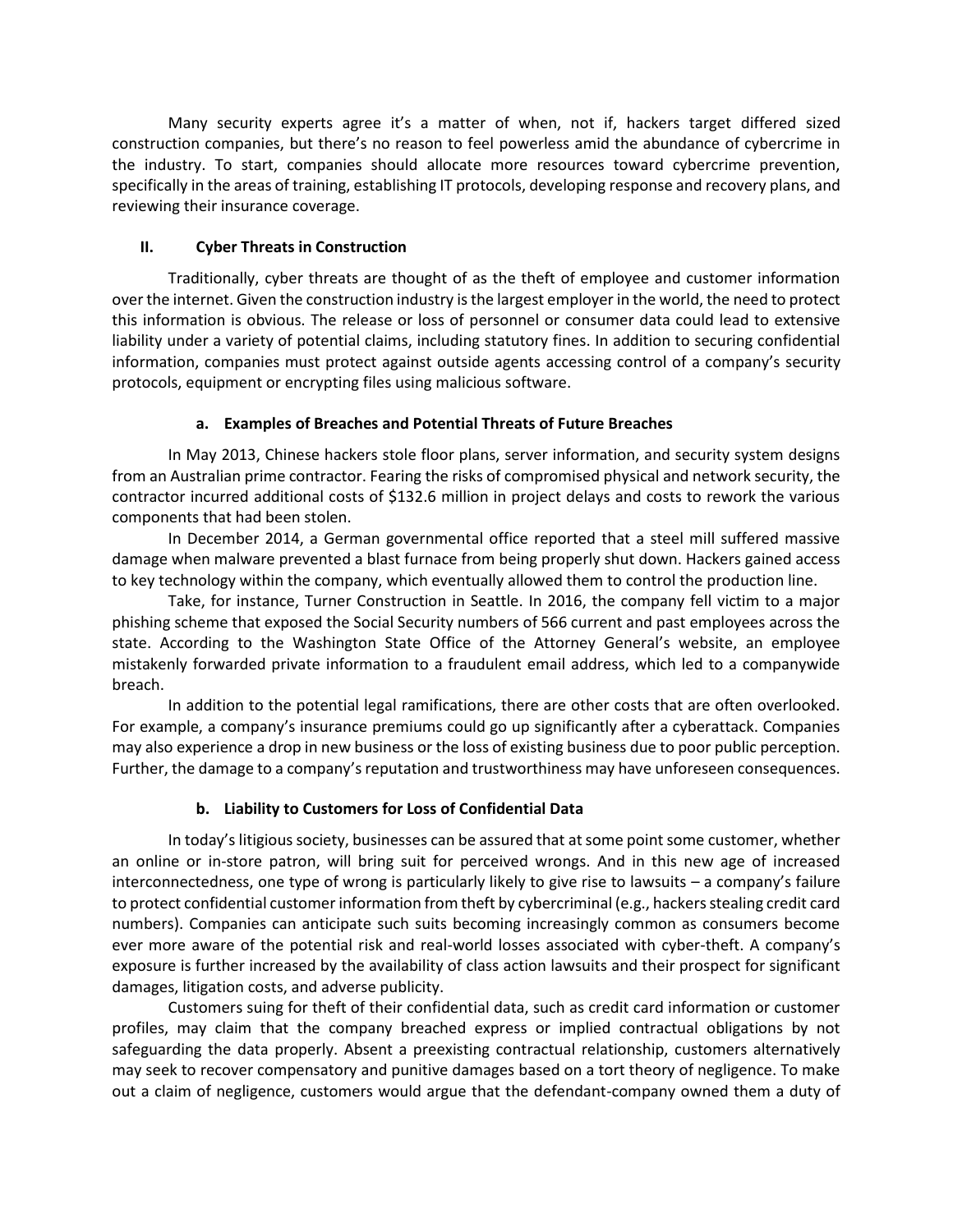Many security experts agree it's a matter of when, not if, hackers target differed sized construction companies, but there's no reason to feel powerless amid the abundance of cybercrime in the industry. To start, companies should allocate more resources toward cybercrime prevention, specifically in the areas of training, establishing IT protocols, developing response and recovery plans, and reviewing their insurance coverage.

## II. Cyber Threats in Construction

Traditionally, cyber threats are thought of as the theft of employee and customer information over the internet. Given the construction industry is the largest employer in the world, the need to protect this information is obvious. The release or loss of personnel or consumer data could lead to extensive liability under a variety of potential claims, including statutory fines. In addition to securing confidential information, companies must protect against outside agents accessing control of a company's security protocols, equipment or encrypting files using malicious software.

### a. Examples of Breaches and Potential Threats of Future Breaches

In May 2013, Chinese hackers stole floor plans, server information, and security system designs from an Australian prime contractor. Fearing the risks of compromised physical and network security, the contractor incurred additional costs of $132.6 million in project delays and costs to rework the various components that had been stolen.

In December 2014, a German governmental office reported that a steel mill suffered massive damage when malware prevented a blast furnace from being properly shut down. Hackers gained access to key technology within the company, which eventually allowed them to control the production line.

Take, for instance, Turner Construction in Seattle. In 2016, the company fell victim to a major phishing scheme that exposed the Social Security numbers of 566 current and past employees across the state. According to the Washington State Office of the Attorney General's website, an employee mistakenly forwarded private information to a fraudulent email address, which led to a companywide breach.

In addition to the potential legal ramifications, there are other costs that are often overlooked. For example, a company's insurance premiums could go up significantly after a cyberattack. Companies may also experience a drop in new business or the loss of existing business due to poor public perception. Further, the damage to a company's reputation and trustworthiness may have unforeseen consequences.

### b. Liability to Customers for Loss of Confidential Data

In today's litigious society, businesses can be assured that at some point some customer, whether an online or in-store patron, will bring suit for perceived wrongs. And in this new age of increased interconnectedness, one type of wrong is particularly likely to give rise to lawsuits – a company's failure to protect confidential customer information from theft by cybercriminal (e.g., hackers stealing credit card numbers). Companies can anticipate such suits becoming increasingly common as consumers become ever more aware of the potential risk and real-world losses associated with cyber-theft. A company's exposure is further increased by the availability of class action lawsuits and their prospect for significant damages, litigation costs, and adverse publicity.

Customers suing for theft of their confidential data, such as credit card information or customer profiles, may claim that the company breached express or implied contractual obligations by not safeguarding the data properly. Absent a preexisting contractual relationship, customers alternatively may seek to recover compensatory and punitive damages based on a tort theory of negligence. To make out a claim of negligence, customers would argue that the defendant-company owned them a duty of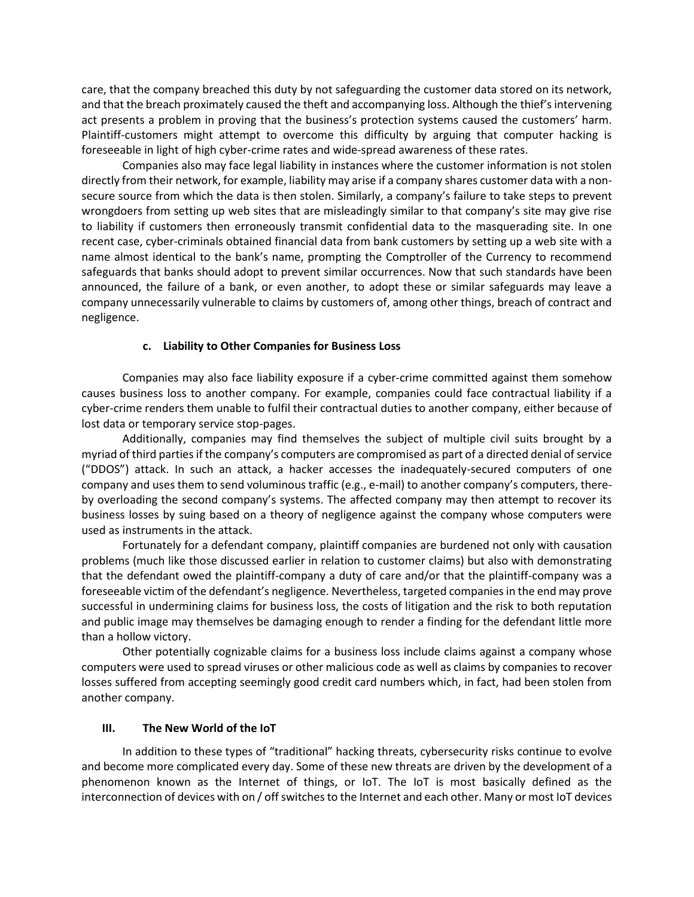care, that the company breached this duty by not safeguarding the customer data stored on its network, and that the breach proximately caused the theft and accompanying loss. Although the thief's intervening act presents a problem in proving that the business's protection systems caused the customers' harm. Plaintiff-customers might attempt to overcome this difficulty by arguing that computer hacking is foreseeable in light of high cyber-crime rates and wide-spread awareness of these rates.

Companies also may face legal liability in instances where the customer information is not stolen directly from their network, for example, liability may arise if a company shares customer data with a non-secure source from which the data is then stolen. Similarly, a company's failure to take steps to prevent wrongdoers from setting up web sites that are misleadingly similar to that company's site may give rise to liability if customers then erroneously transmit confidential data to the masquerading site. In one recent case, cyber-criminals obtained financial data from bank customers by setting up a web site with a name almost identical to the bank's name, prompting the Comptroller of the Currency to recommend safeguards that banks should adopt to prevent similar occurrences. Now that such standards have been announced, the failure of a bank, or even another, to adopt these or similar safeguards may leave a company unnecessarily vulnerable to claims by customers of, among other things, breach of contract and negligence.

### c. Liability to Other Companies for Business Loss

Companies may also face liability exposure if a cyber-crime committed against them somehow causes business loss to another company. For example, companies could face contractual liability if a cyber-crime renders them unable to fulfil their contractual duties to another company, either because of lost data or temporary service stop-pages.

Additionally, companies may find themselves the subject of multiple civil suits brought by a myriad of third parties if the company's computers are compromised as part of a directed denial of service ("DDOS") attack. In such an attack, a hacker accesses the inadequately-secured computers of one company and uses them to send voluminous traffic (e.g., e-mail) to another company's computers, there-by overloading the second company's systems. The affected company may then attempt to recover its business losses by suing based on a theory of negligence against the company whose computers were used as instruments in the attack.

Fortunately for a defendant company, plaintiff companies are burdened not only with causation problems (much like those discussed earlier in relation to customer claims) but also with demonstrating that the defendant owed the plaintiff-company a duty of care and/or that the plaintiff-company was a foreseeable victim of the defendant's negligence. Nevertheless, targeted companies in the end may prove successful in undermining claims for business loss, the costs of litigation and the risk to both reputation and public image may themselves be damaging enough to render a finding for the defendant little more than a hollow victory.

Other potentially cognizable claims for a business loss include claims against a company whose computers were used to spread viruses or other malicious code as well as claims by companies to recover losses suffered from accepting seemingly good credit card numbers which, in fact, had been stolen from another company.

## III. The New World of the IoT

In addition to these types of "traditional" hacking threats, cybersecurity risks continue to evolve and become more complicated every day. Some of these new threats are driven by the development of a phenomenon known as the Internet of things, or IoT. The IoT is most basically defined as the interconnection of devices with on / off switches to the Internet and each other. Many or most IoT devices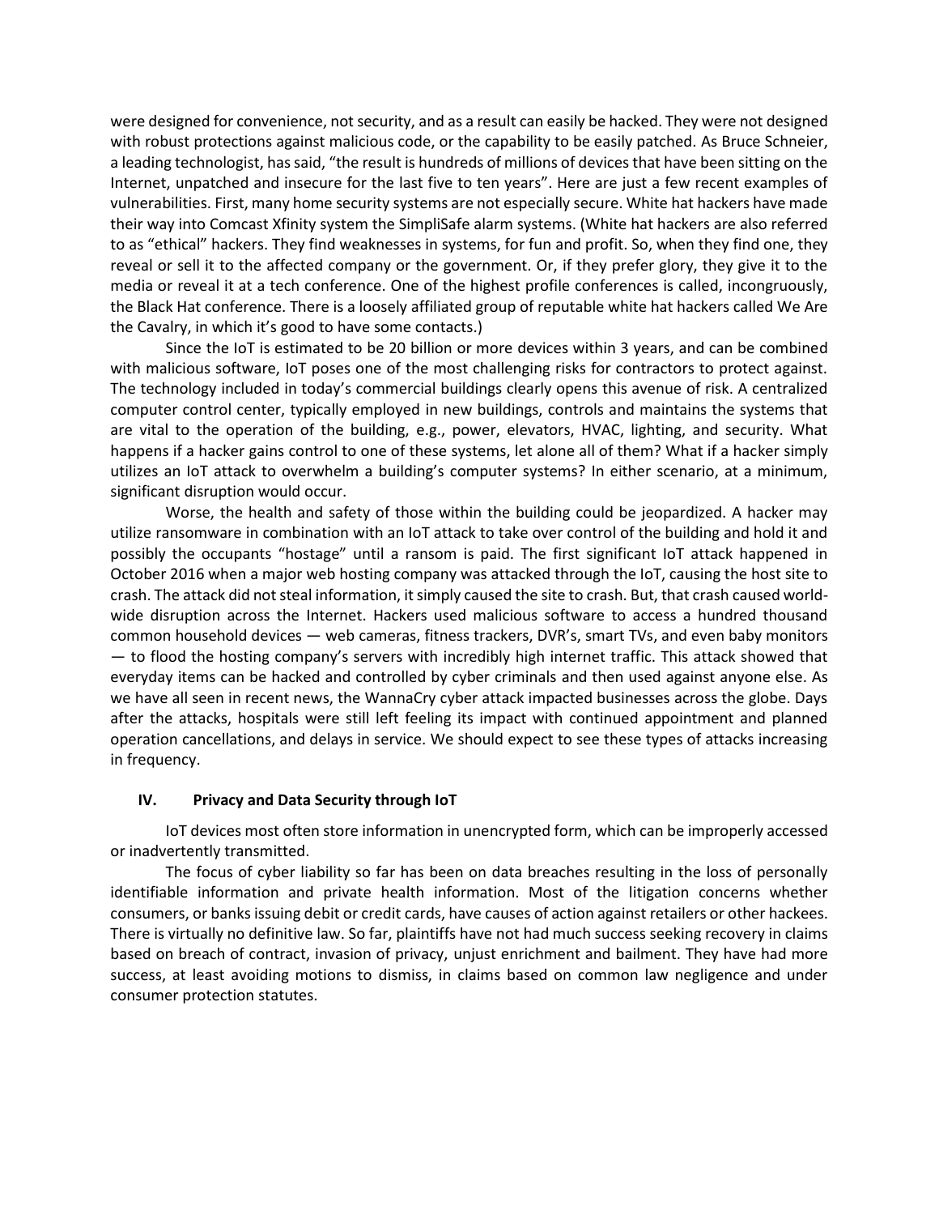were designed for convenience, not security, and as a result can easily be hacked. They were not designed with robust protections against malicious code, or the capability to be easily patched. As Bruce Schneier, a leading technologist, has said, "the result is hundreds of millions of devices that have been sitting on the Internet, unpatched and insecure for the last five to ten years". Here are just a few recent examples of vulnerabilities. First, many home security systems are not especially secure. White hat hackers have made their way into Comcast Xfinity system the SimpliSafe alarm systems. (White hat hackers are also referred to as "ethical" hackers. They find weaknesses in systems, for fun and profit. So, when they find one, they reveal or sell it to the affected company or the government. Or, if they prefer glory, they give it to the media or reveal it at a tech conference. One of the highest profile conferences is called, incongruously, the Black Hat conference. There is a loosely affiliated group of reputable white hat hackers called We Are the Cavalry, in which it's good to have some contacts.)

Since the IoT is estimated to be 20 billion or more devices within 3 years, and can be combined with malicious software, IoT poses one of the most challenging risks for contractors to protect against. The technology included in today's commercial buildings clearly opens this avenue of risk. A centralized computer control center, typically employed in new buildings, controls and maintains the systems that are vital to the operation of the building, e.g., power, elevators, HVAC, lighting, and security. What happens if a hacker gains control to one of these systems, let alone all of them? What if a hacker simply utilizes an IoT attack to overwhelm a building's computer systems? In either scenario, at a minimum, significant disruption would occur.

Worse, the health and safety of those within the building could be jeopardized. A hacker may utilize ransomware in combination with an IoT attack to take over control of the building and hold it and possibly the occupants "hostage" until a ransom is paid. The first significant IoT attack happened in October 2016 when a major web hosting company was attacked through the IoT, causing the host site to crash. The attack did not steal information, it simply caused the site to crash. But, that crash caused world-wide disruption across the Internet. Hackers used malicious software to access a hundred thousand common household devices — web cameras, fitness trackers, DVR's, smart TVs, and even baby monitors — to flood the hosting company's servers with incredibly high internet traffic. This attack showed that everyday items can be hacked and controlled by cyber criminals and then used against anyone else. As we have all seen in recent news, the WannaCry cyber attack impacted businesses across the globe. Days after the attacks, hospitals were still left feeling its impact with continued appointment and planned operation cancellations, and delays in service. We should expect to see these types of attacks increasing in frequency.

## IV. Privacy and Data Security through IoT

IoT devices most often store information in unencrypted form, which can be improperly accessed or inadvertently transmitted.

The focus of cyber liability so far has been on data breaches resulting in the loss of personally identifiable information and private health information. Most of the litigation concerns whether consumers, or banks issuing debit or credit cards, have causes of action against retailers or other hackees. There is virtually no definitive law. So far, plaintiffs have not had much success seeking recovery in claims based on breach of contract, invasion of privacy, unjust enrichment and bailment. They have had more success, at least avoiding motions to dismiss, in claims based on common law negligence and under consumer protection statutes.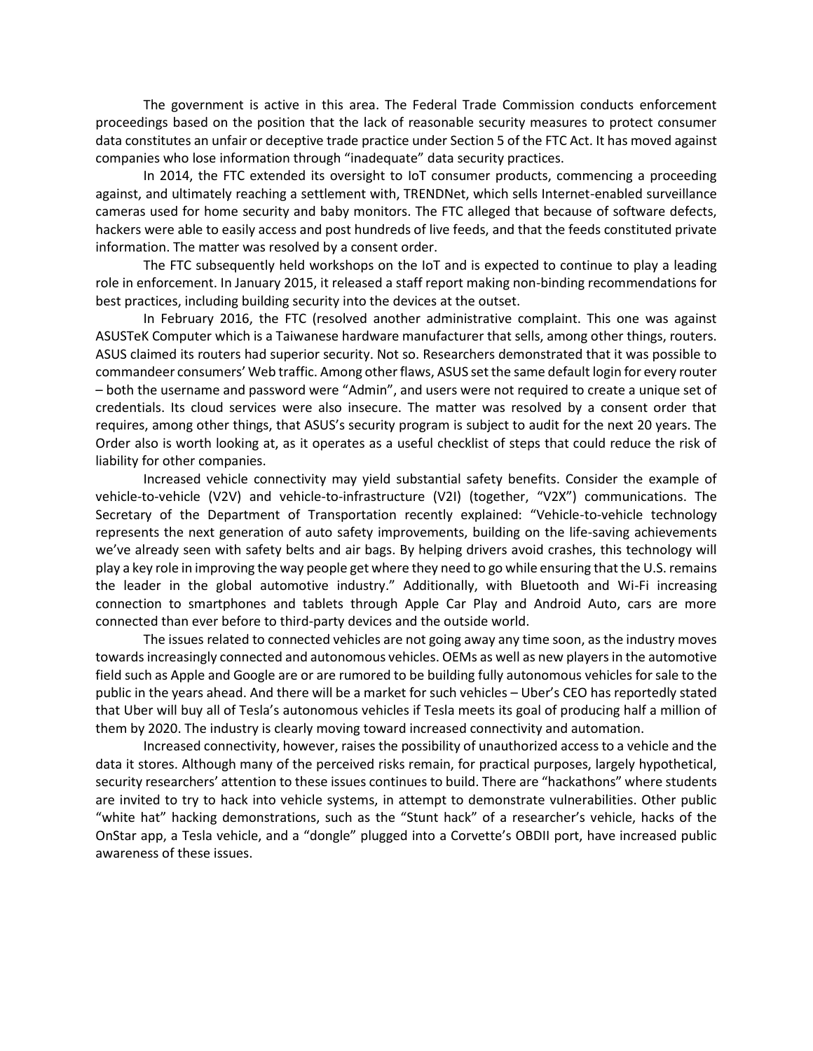The government is active in this area. The Federal Trade Commission conducts enforcement proceedings based on the position that the lack of reasonable security measures to protect consumer data constitutes an unfair or deceptive trade practice under Section 5 of the FTC Act. It has moved against companies who lose information through "inadequate" data security practices.

In 2014, the FTC extended its oversight to IoT consumer products, commencing a proceeding against, and ultimately reaching a settlement with, TRENDNet, which sells Internet-enabled surveillance cameras used for home security and baby monitors. The FTC alleged that because of software defects, hackers were able to easily access and post hundreds of live feeds, and that the feeds constituted private information. The matter was resolved by a consent order.

The FTC subsequently held workshops on the IoT and is expected to continue to play a leading role in enforcement. In January 2015, it released a staff report making non-binding recommendations for best practices, including building security into the devices at the outset.

In February 2016, the FTC (resolved another administrative complaint. This one was against ASUSTeK Computer which is a Taiwanese hardware manufacturer that sells, among other things, routers. ASUS claimed its routers had superior security. Not so. Researchers demonstrated that it was possible to commandeer consumers' Web traffic. Among other flaws, ASUS set the same default login for every router – both the username and password were "Admin", and users were not required to create a unique set of credentials. Its cloud services were also insecure. The matter was resolved by a consent order that requires, among other things, that ASUS's security program is subject to audit for the next 20 years. The Order also is worth looking at, as it operates as a useful checklist of steps that could reduce the risk of liability for other companies.

Increased vehicle connectivity may yield substantial safety benefits. Consider the example of vehicle-to-vehicle (V2V) and vehicle-to-infrastructure (V2I) (together, "V2X") communications. The Secretary of the Department of Transportation recently explained: "Vehicle-to-vehicle technology represents the next generation of auto safety improvements, building on the life-saving achievements we've already seen with safety belts and air bags. By helping drivers avoid crashes, this technology will play a key role in improving the way people get where they need to go while ensuring that the U.S. remains the leader in the global automotive industry." Additionally, with Bluetooth and Wi-Fi increasing connection to smartphones and tablets through Apple Car Play and Android Auto, cars are more connected than ever before to third-party devices and the outside world.

The issues related to connected vehicles are not going away any time soon, as the industry moves towards increasingly connected and autonomous vehicles. OEMs as well as new players in the automotive field such as Apple and Google are or are rumored to be building fully autonomous vehicles for sale to the public in the years ahead. And there will be a market for such vehicles – Uber's CEO has reportedly stated that Uber will buy all of Tesla's autonomous vehicles if Tesla meets its goal of producing half a million of them by 2020. The industry is clearly moving toward increased connectivity and automation.

Increased connectivity, however, raises the possibility of unauthorized access to a vehicle and the data it stores. Although many of the perceived risks remain, for practical purposes, largely hypothetical, security researchers' attention to these issues continues to build. There are "hackathons" where students are invited to try to hack into vehicle systems, in attempt to demonstrate vulnerabilities. Other public "white hat" hacking demonstrations, such as the "Stunt hack" of a researcher's vehicle, hacks of the OnStar app, a Tesla vehicle, and a "dongle" plugged into a Corvette's OBDII port, have increased public awareness of these issues.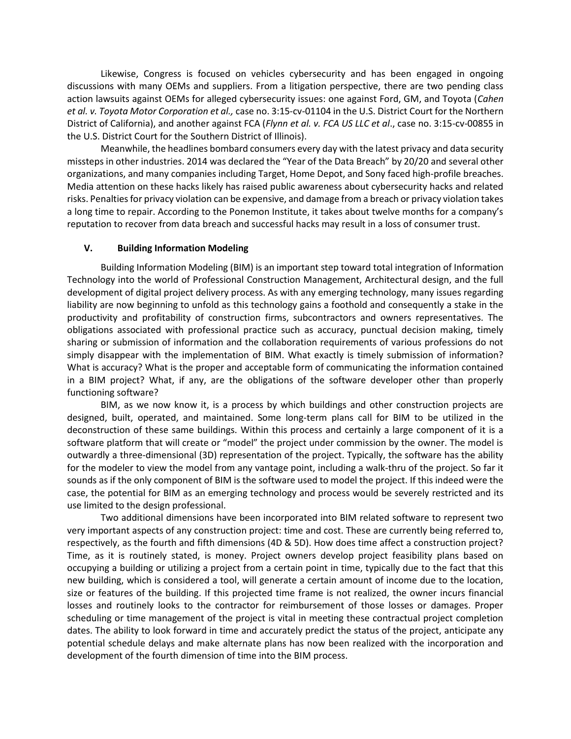Likewise, Congress is focused on vehicles cybersecurity and has been engaged in ongoing discussions with many OEMs and suppliers. From a litigation perspective, there are two pending class action lawsuits against OEMs for alleged cybersecurity issues: one against Ford, GM, and Toyota (*Cahen et al. v. Toyota Motor Corporation et al.,* case no. 3:15-cv-01104 in the U.S. District Court for the Northern District of California), and another against FCA (*Flynn et al. v. FCA US LLC et al*., case no. 3:15-cv-00855 in the U.S. District Court for the Southern District of Illinois).

Meanwhile, the headlines bombard consumers every day with the latest privacy and data security missteps in other industries. 2014 was declared the "Year of the Data Breach" by 20/20 and several other organizations, and many companies including Target, Home Depot, and Sony faced high-profile breaches. Media attention on these hacks likely has raised public awareness about cybersecurity hacks and related risks. Penalties for privacy violation can be expensive, and damage from a breach or privacy violation takes a long time to repair. According to the Ponemon Institute, it takes about twelve months for a company's reputation to recover from data breach and successful hacks may result in a loss of consumer trust.

## V. Building Information Modeling

Building Information Modeling (BIM) is an important step toward total integration of Information Technology into the world of Professional Construction Management, Architectural design, and the full development of digital project delivery process. As with any emerging technology, many issues regarding liability are now beginning to unfold as this technology gains a foothold and consequently a stake in the productivity and profitability of construction firms, subcontractors and owners representatives. The obligations associated with professional practice such as accuracy, punctual decision making, timely sharing or submission of information and the collaboration requirements of various professions do not simply disappear with the implementation of BIM. What exactly is timely submission of information? What is accuracy? What is the proper and acceptable form of communicating the information contained in a BIM project? What, if any, are the obligations of the software developer other than properly functioning software?

BIM, as we now know it, is a process by which buildings and other construction projects are designed, built, operated, and maintained. Some long-term plans call for BIM to be utilized in the deconstruction of these same buildings. Within this process and certainly a large component of it is a software platform that will create or "model" the project under commission by the owner. The model is outwardly a three-dimensional (3D) representation of the project. Typically, the software has the ability for the modeler to view the model from any vantage point, including a walk-thru of the project. So far it sounds as if the only component of BIM is the software used to model the project. If this indeed were the case, the potential for BIM as an emerging technology and process would be severely restricted and its use limited to the design professional.

Two additional dimensions have been incorporated into BIM related software to represent two very important aspects of any construction project: time and cost. These are currently being referred to, respectively, as the fourth and fifth dimensions (4D & 5D). How does time affect a construction project? Time, as it is routinely stated, is money. Project owners develop project feasibility plans based on occupying a building or utilizing a project from a certain point in time, typically due to the fact that this new building, which is considered a tool, will generate a certain amount of income due to the location, size or features of the building. If this projected time frame is not realized, the owner incurs financial losses and routinely looks to the contractor for reimbursement of those losses or damages. Proper scheduling or time management of the project is vital in meeting these contractual project completion dates. The ability to look forward in time and accurately predict the status of the project, anticipate any potential schedule delays and make alternate plans has now been realized with the incorporation and development of the fourth dimension of time into the BIM process.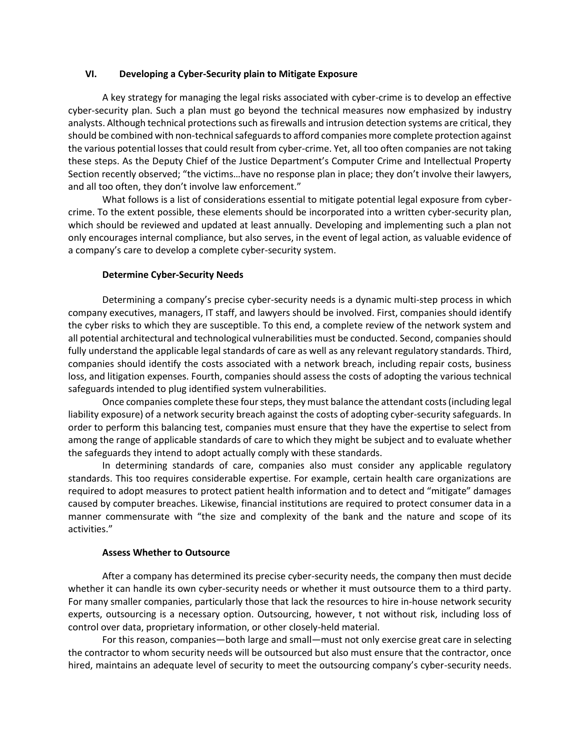## VI. Developing a Cyber-Security plain to Mitigate Exposure

A key strategy for managing the legal risks associated with cyber-crime is to develop an effective cyber-security plan. Such a plan must go beyond the technical measures now emphasized by industry analysts. Although technical protections such as firewalls and intrusion detection systems are critical, they should be combined with non-technical safeguards to afford companies more complete protection against the various potential losses that could result from cyber-crime. Yet, all too often companies are not taking these steps. As the Deputy Chief of the Justice Department's Computer Crime and Intellectual Property Section recently observed; "the victims…have no response plan in place; they don't involve their lawyers, and all too often, they don't involve law enforcement."

What follows is a list of considerations essential to mitigate potential legal exposure from cyber-crime. To the extent possible, these elements should be incorporated into a written cyber-security plan, which should be reviewed and updated at least annually. Developing and implementing such a plan not only encourages internal compliance, but also serves, in the event of legal action, as valuable evidence of a company's care to develop a complete cyber-security system.

### Determine Cyber-Security Needs

Determining a company's precise cyber-security needs is a dynamic multi-step process in which company executives, managers, IT staff, and lawyers should be involved. First, companies should identify the cyber risks to which they are susceptible. To this end, a complete review of the network system and all potential architectural and technological vulnerabilities must be conducted. Second, companies should fully understand the applicable legal standards of care as well as any relevant regulatory standards. Third, companies should identify the costs associated with a network breach, including repair costs, business loss, and litigation expenses. Fourth, companies should assess the costs of adopting the various technical safeguards intended to plug identified system vulnerabilities.

Once companies complete these four steps, they must balance the attendant costs (including legal liability exposure) of a network security breach against the costs of adopting cyber-security safeguards. In order to perform this balancing test, companies must ensure that they have the expertise to select from among the range of applicable standards of care to which they might be subject and to evaluate whether the safeguards they intend to adopt actually comply with these standards.

In determining standards of care, companies also must consider any applicable regulatory standards. This too requires considerable expertise. For example, certain health care organizations are required to adopt measures to protect patient health information and to detect and "mitigate" damages caused by computer breaches. Likewise, financial institutions are required to protect consumer data in a manner commensurate with "the size and complexity of the bank and the nature and scope of its activities."

### Assess Whether to Outsource

After a company has determined its precise cyber-security needs, the company then must decide whether it can handle its own cyber-security needs or whether it must outsource them to a third party. For many smaller companies, particularly those that lack the resources to hire in-house network security experts, outsourcing is a necessary option. Outsourcing, however, t not without risk, including loss of control over data, proprietary information, or other closely-held material.

For this reason, companies—both large and small—must not only exercise great care in selecting the contractor to whom security needs will be outsourced but also must ensure that the contractor, once hired, maintains an adequate level of security to meet the outsourcing company's cyber-security needs.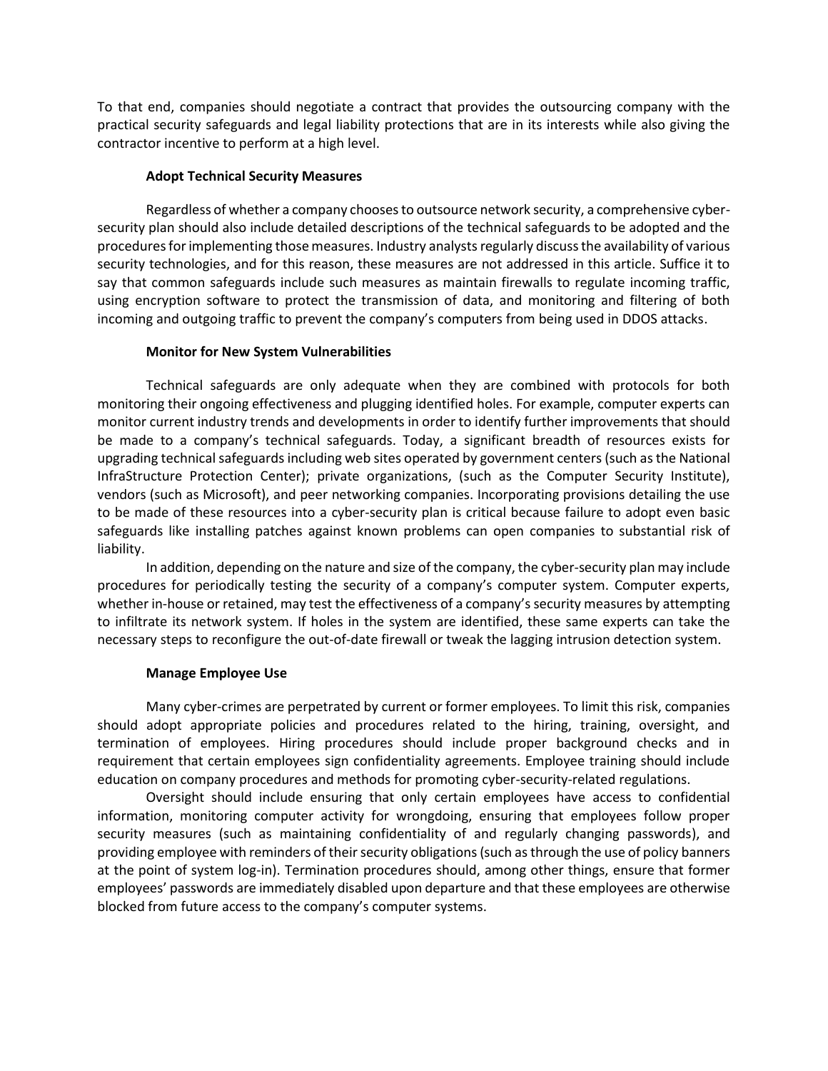To that end, companies should negotiate a contract that provides the outsourcing company with the practical security safeguards and legal liability protections that are in its interests while also giving the contractor incentive to perform at a high level.

**Adopt Technical Security Measures**

Regardless of whether a company chooses to outsource network security, a comprehensive cyber-security plan should also include detailed descriptions of the technical safeguards to be adopted and the procedures for implementing those measures. Industry analysts regularly discuss the availability of various security technologies, and for this reason, these measures are not addressed in this article. Suffice it to say that common safeguards include such measures as maintain firewalls to regulate incoming traffic, using encryption software to protect the transmission of data, and monitoring and filtering of both incoming and outgoing traffic to prevent the company's computers from being used in DDOS attacks.

**Monitor for New System Vulnerabilities**

Technical safeguards are only adequate when they are combined with protocols for both monitoring their ongoing effectiveness and plugging identified holes. For example, computer experts can monitor current industry trends and developments in order to identify further improvements that should be made to a company's technical safeguards. Today, a significant breadth of resources exists for upgrading technical safeguards including web sites operated by government centers (such as the National InfraStructure Protection Center); private organizations, (such as the Computer Security Institute), vendors (such as Microsoft), and peer networking companies. Incorporating provisions detailing the use to be made of these resources into a cyber-security plan is critical because failure to adopt even basic safeguards like installing patches against known problems can open companies to substantial risk of liability.

In addition, depending on the nature and size of the company, the cyber-security plan may include procedures for periodically testing the security of a company's computer system. Computer experts, whether in-house or retained, may test the effectiveness of a company's security measures by attempting to infiltrate its network system. If holes in the system are identified, these same experts can take the necessary steps to reconfigure the out-of-date firewall or tweak the lagging intrusion detection system.

**Manage Employee Use**

Many cyber-crimes are perpetrated by current or former employees. To limit this risk, companies should adopt appropriate policies and procedures related to the hiring, training, oversight, and termination of employees. Hiring procedures should include proper background checks and in requirement that certain employees sign confidentiality agreements. Employee training should include education on company procedures and methods for promoting cyber-security-related regulations.

Oversight should include ensuring that only certain employees have access to confidential information, monitoring computer activity for wrongdoing, ensuring that employees follow proper security measures (such as maintaining confidentiality of and regularly changing passwords), and providing employee with reminders of their security obligations (such as through the use of policy banners at the point of system log-in). Termination procedures should, among other things, ensure that former employees' passwords are immediately disabled upon departure and that these employees are otherwise blocked from future access to the company's computer systems.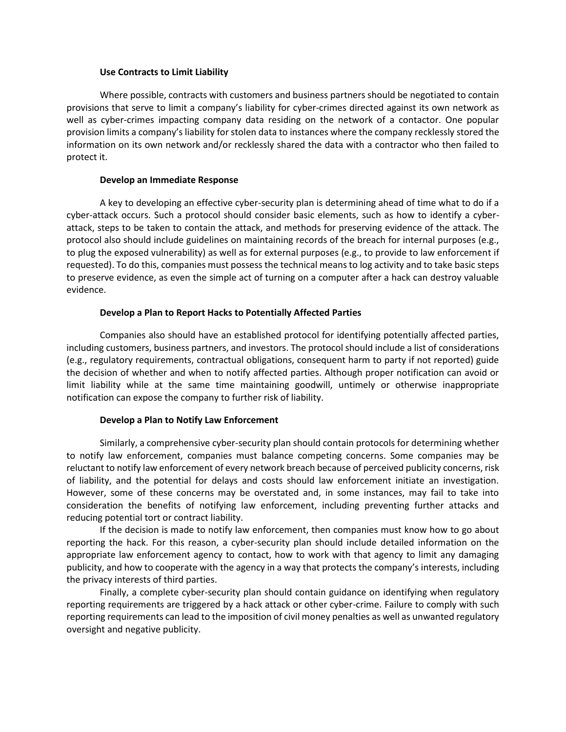### Use Contracts to Limit Liability

Where possible, contracts with customers and business partners should be negotiated to contain provisions that serve to limit a company's liability for cyber-crimes directed against its own network as well as cyber-crimes impacting company data residing on the network of a contactor. One popular provision limits a company's liability for stolen data to instances where the company recklessly stored the information on its own network and/or recklessly shared the data with a contractor who then failed to protect it.

### Develop an Immediate Response

A key to developing an effective cyber-security plan is determining ahead of time what to do if a cyber-attack occurs. Such a protocol should consider basic elements, such as how to identify a cyber-attack, steps to be taken to contain the attack, and methods for preserving evidence of the attack. The protocol also should include guidelines on maintaining records of the breach for internal purposes (e.g., to plug the exposed vulnerability) as well as for external purposes (e.g., to provide to law enforcement if requested). To do this, companies must possess the technical means to log activity and to take basic steps to preserve evidence, as even the simple act of turning on a computer after a hack can destroy valuable evidence.

### Develop a Plan to Report Hacks to Potentially Affected Parties

Companies also should have an established protocol for identifying potentially affected parties, including customers, business partners, and investors. The protocol should include a list of considerations (e.g., regulatory requirements, contractual obligations, consequent harm to party if not reported) guide the decision of whether and when to notify affected parties. Although proper notification can avoid or limit liability while at the same time maintaining goodwill, untimely or otherwise inappropriate notification can expose the company to further risk of liability.

### Develop a Plan to Notify Law Enforcement

Similarly, a comprehensive cyber-security plan should contain protocols for determining whether to notify law enforcement, companies must balance competing concerns. Some companies may be reluctant to notify law enforcement of every network breach because of perceived publicity concerns, risk of liability, and the potential for delays and costs should law enforcement initiate an investigation. However, some of these concerns may be overstated and, in some instances, may fail to take into consideration the benefits of notifying law enforcement, including preventing further attacks and reducing potential tort or contract liability.

If the decision is made to notify law enforcement, then companies must know how to go about reporting the hack. For this reason, a cyber-security plan should include detailed information on the appropriate law enforcement agency to contact, how to work with that agency to limit any damaging publicity, and how to cooperate with the agency in a way that protects the company's interests, including the privacy interests of third parties.

Finally, a complete cyber-security plan should contain guidance on identifying when regulatory reporting requirements are triggered by a hack attack or other cyber-crime. Failure to comply with such reporting requirements can lead to the imposition of civil money penalties as well as unwanted regulatory oversight and negative publicity.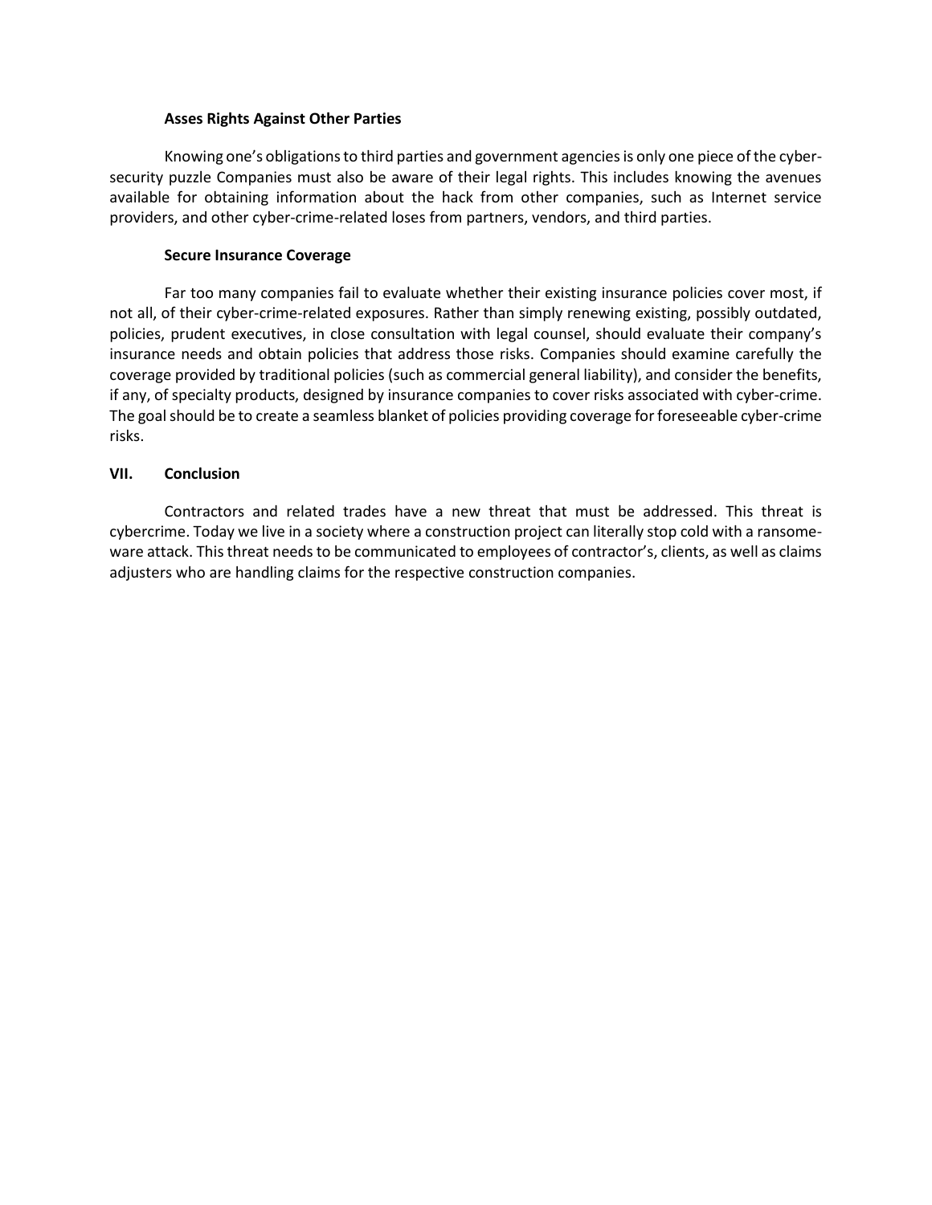### Asses Rights Against Other Parties

Knowing one's obligations to third parties and government agencies is only one piece of the cyber-security puzzle Companies must also be aware of their legal rights. This includes knowing the avenues available for obtaining information about the hack from other companies, such as Internet service providers, and other cyber-crime-related loses from partners, vendors, and third parties.

### Secure Insurance Coverage

Far too many companies fail to evaluate whether their existing insurance policies cover most, if not all, of their cyber-crime-related exposures. Rather than simply renewing existing, possibly outdated, policies, prudent executives, in close consultation with legal counsel, should evaluate their company's insurance needs and obtain policies that address those risks. Companies should examine carefully the coverage provided by traditional policies (such as commercial general liability), and consider the benefits, if any, of specialty products, designed by insurance companies to cover risks associated with cyber-crime. The goal should be to create a seamless blanket of policies providing coverage for foreseeable cyber-crime risks.

## VII. Conclusion

Contractors and related trades have a new threat that must be addressed. This threat is cybercrime. Today we live in a society where a construction project can literally stop cold with a ransome-ware attack. This threat needs to be communicated to employees of contractor's, clients, as well as claims adjusters who are handling claims for the respective construction companies.